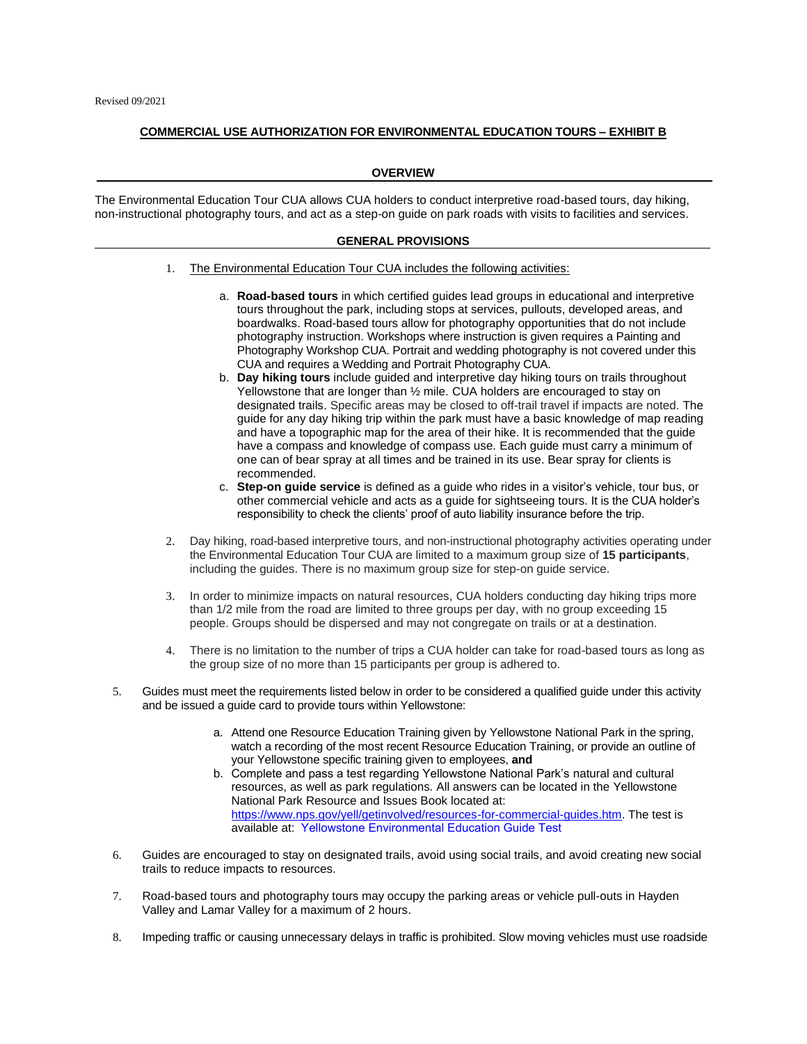Revised 09/2021

## COMMERCIAL USE AUTHORIZATION FOR ENVIRONMENTAL EDUCATION TOURS – EXHIBIT B

### OVERVIEW

The Environmental Education Tour CUA allows CUA holders to conduct interpretive road-based tours, day hiking, non-instructional photography tours, and act as a step-on guide on park roads with visits to facilities and services.

### GENERAL PROVISIONS

1. The Environmental Education Tour CUA includes the following activities:

   a. **Road-based tours** in which certified guides lead groups in educational and interpretive tours throughout the park, including stops at services, pullouts, developed areas, and boardwalks. Road-based tours allow for photography opportunities that do not include photography instruction. Workshops where instruction is given requires a Painting and Photography Workshop CUA. Portrait and wedding photography is not covered under this CUA and requires a Wedding and Portrait Photography CUA.

   b. **Day hiking tours** include guided and interpretive day hiking tours on trails throughout Yellowstone that are longer than ½ mile. CUA holders are encouraged to stay on designated trails. Specific areas may be closed to off-trail travel if impacts are noted. The guide for any day hiking trip within the park must have a basic knowledge of map reading and have a topographic map for the area of their hike. It is recommended that the guide have a compass and knowledge of compass use. Each guide must carry a minimum of one can of bear spray at all times and be trained in its use. Bear spray for clients is recommended.

   c. **Step-on guide service** is defined as a guide who rides in a visitor's vehicle, tour bus, or other commercial vehicle and acts as a guide for sightseeing tours. It is the CUA holder's responsibility to check the clients' proof of auto liability insurance before the trip.

2. Day hiking, road-based interpretive tours, and non-instructional photography activities operating under the Environmental Education Tour CUA are limited to a maximum group size of **15 participants**, including the guides. There is no maximum group size for step-on guide service.

3. In order to minimize impacts on natural resources, CUA holders conducting day hiking trips more than 1/2 mile from the road are limited to three groups per day, with no group exceeding 15 people. Groups should be dispersed and may not congregate on trails or at a destination.

4. There is no limitation to the number of trips a CUA holder can take for road-based tours as long as the group size of no more than 15 participants per group is adhered to.

5. Guides must meet the requirements listed below in order to be considered a qualified guide under this activity and be issued a guide card to provide tours within Yellowstone:

   a. Attend one Resource Education Training given by Yellowstone National Park in the spring, watch a recording of the most recent Resource Education Training, or provide an outline of your Yellowstone specific training given to employees, **and**

   b. Complete and pass a test regarding Yellowstone National Park's natural and cultural resources, as well as park regulations. All answers can be located in the Yellowstone National Park Resource and Issues Book located at: https://www.nps.gov/yell/getinvolved/resources-for-commercial-guides.htm. The test is available at: Yellowstone Environmental Education Guide Test

6. Guides are encouraged to stay on designated trails, avoid using social trails, and avoid creating new social trails to reduce impacts to resources.

7. Road-based tours and photography tours may occupy the parking areas or vehicle pull-outs in Hayden Valley and Lamar Valley for a maximum of 2 hours.

8. Impeding traffic or causing unnecessary delays in traffic is prohibited. Slow moving vehicles must use roadside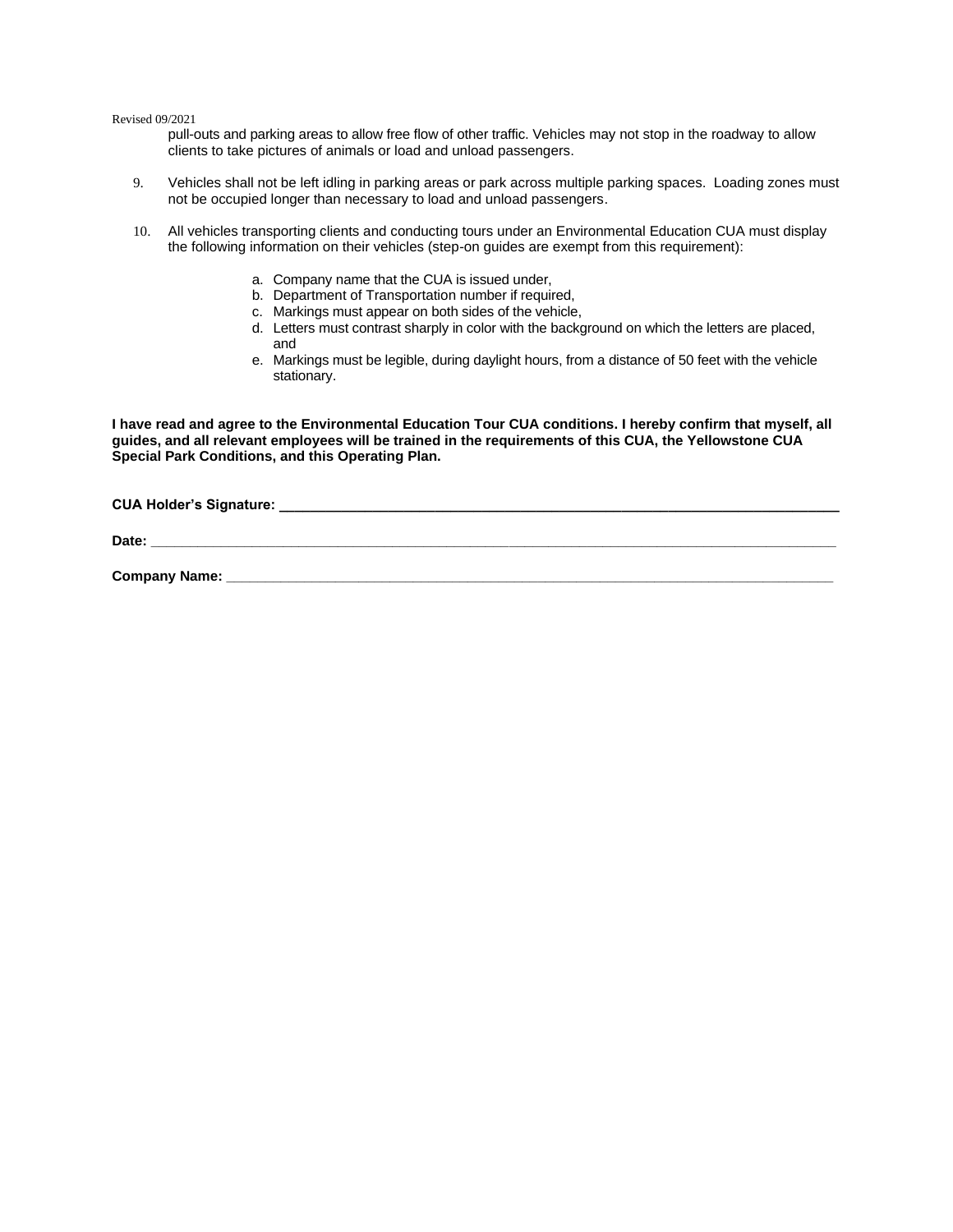pull-outs and parking areas to allow free flow of other traffic. Vehicles may not stop in the roadway to allow clients to take pictures of animals or load and unload passengers.

9. Vehicles shall not be left idling in parking areas or park across multiple parking spaces. Loading zones must not be occupied longer than necessary to load and unload passengers.

10. All vehicles transporting clients and conducting tours under an Environmental Education CUA must display the following information on their vehicles (step-on guides are exempt from this requirement):

    a. Company name that the CUA is issued under,
    b. Department of Transportation number if required,
    c. Markings must appear on both sides of the vehicle,
    d. Letters must contrast sharply in color with the background on which the letters are placed, and
    e. Markings must be legible, during daylight hours, from a distance of 50 feet with the vehicle stationary.

**I have read and agree to the Environmental Education Tour CUA conditions. I hereby confirm that myself, all guides, and all relevant employees will be trained in the requirements of this CUA, the Yellowstone CUA Special Park Conditions, and this Operating Plan.**

**CUA Holder's Signature:** ______________________________________________

**Date:** ______________________________________________

**Company Name:** ______________________________________________